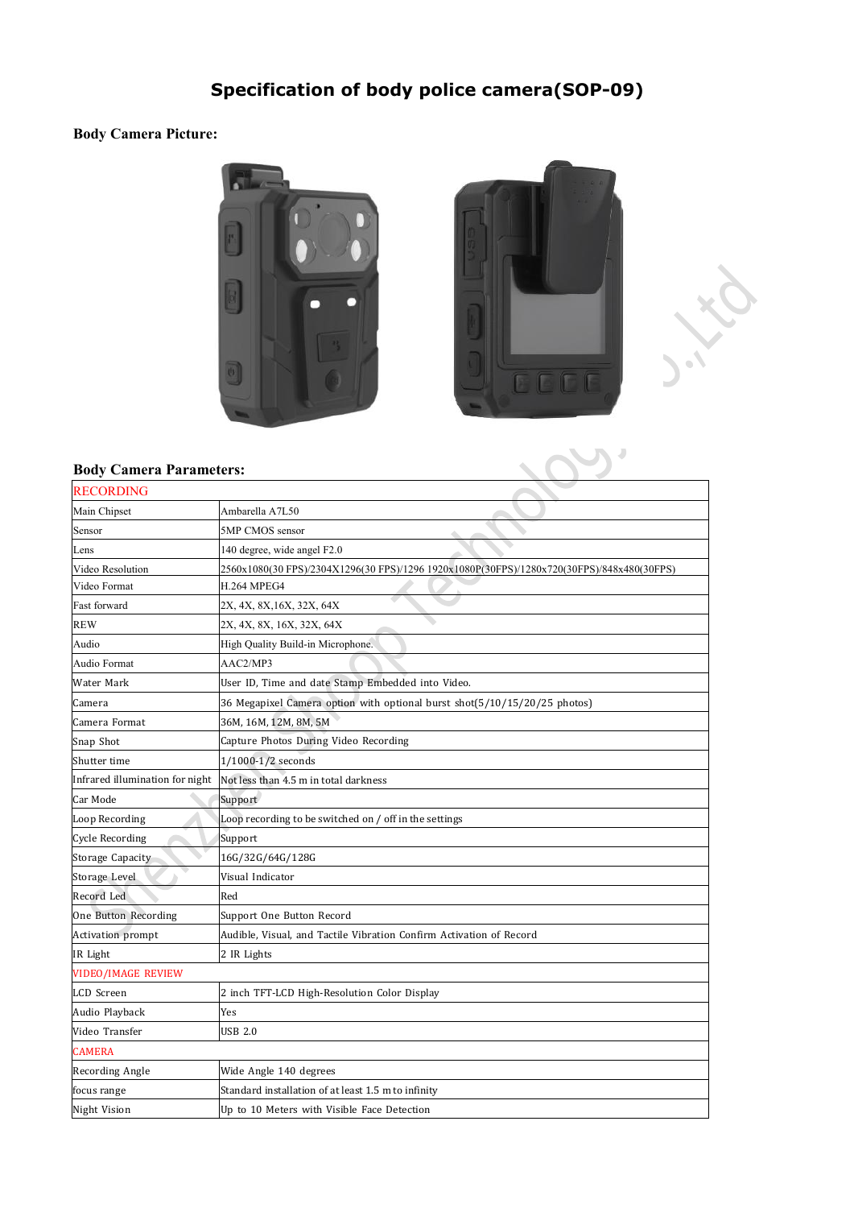# Specification of body police camera(SOP-09)

**Body Camera Picture:**

**Body Camera Parameters:**

| RECORDING | |
|---|---|
| Main Chipset | Ambarella A7L50 |
| Sensor | 5MP CMOS sensor |
| Lens | 140 degree, wide angel F2.0 |
| Video Resolution | 2560x1080(30 FPS)/2304X1296(30 FPS)/1296 1920x1080P(30FPS)/1280x720(30FPS)/848x480(30FPS) |
| Video Format | H.264 MPEG4 |
| Fast forward | 2X, 4X, 8X,16X, 32X, 64X |
| REW | 2X, 4X, 8X, 16X, 32X, 64X |
| Audio | High Quality Build-in Microphone. |
| Audio Format | AAC2/MP3 |
| Water Mark | User ID, Time and date Stamp Embedded into Video. |
| Camera | 36 Megapixel Camera option with optional burst shot(5/10/15/20/25 photos) |
| Camera Format | 36M, 16M, 12M, 8M, 5M |
| Snap Shot | Capture Photos During Video Recording |
| Shutter time | 1/1000-1/2 seconds |
| Infrared illumination for night | Not less than 4.5 m in total darkness |
| Car Mode | Support |
| Loop Recording | Loop recording to be switched on / off in the settings |
| Cycle Recording | Support |
| Storage Capacity | 16G/32G/64G/128G |
| Storage Level | Visual Indicator |
| Record Led | Red |
| One Button Recording | Support One Button Record |
| Activation prompt | Audible, Visual, and Tactile Vibration Confirm Activation of Record |
| IR Light | 2 IR Lights |
| VIDEO/IMAGE REVIEW | |
| LCD Screen | 2 inch TFT-LCD High-Resolution Color Display |
| Audio Playback | Yes |
| Video Transfer | USB 2.0 |
| CAMERA | |
| Recording Angle | Wide Angle 140 degrees |
| focus range | Standard installation of at least 1.5 m to infinity |
| Night Vision | Up to 10 Meters with Visible Face Detection |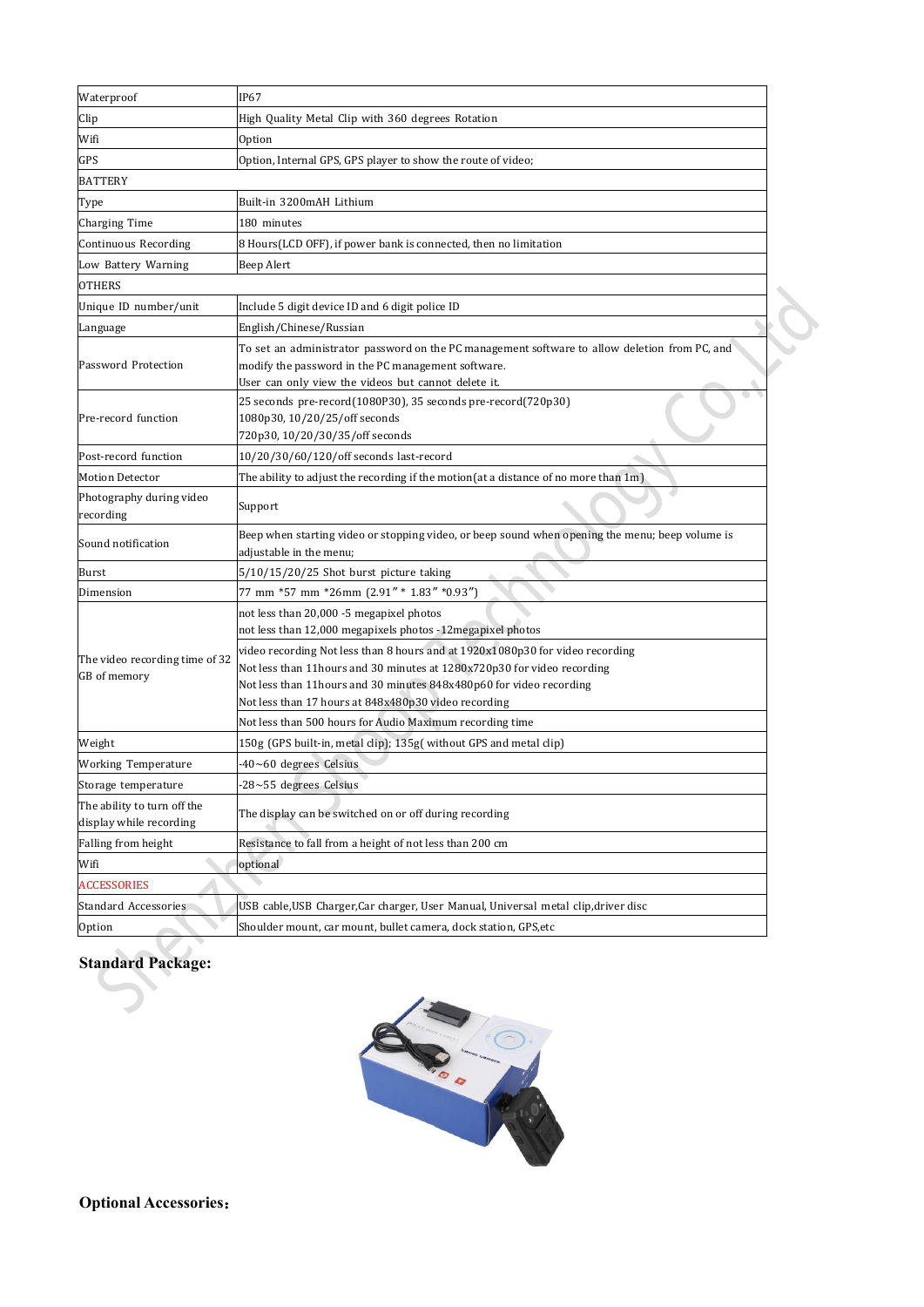| Waterproof | IP67 |
|---|---|
| Clip | High Quality Metal Clip with 360 degrees Rotation |
| Wifi | Option |
| GPS | Option, Internal GPS, GPS player to show the route of video; |
| BATTERY | |
| Type | Built-in 3200mAH Lithium |
| Charging Time | 180 minutes |
| Continuous Recording | 8 Hours(LCD OFF), if power bank is connected, then no limitation |
| Low Battery Warning | Beep Alert |
| OTHERS | |
| Unique ID number/unit | Include 5 digit device ID and 6 digit police ID |
| Language | English/Chinese/Russian |
| Password Protection | To set an administrator password on the PC management software to allow deletion from PC, and modify the password in the PC management software.<br>User can only view the videos but cannot delete it. |
| Pre-record function | 25 seconds pre-record(1080P30), 35 seconds pre-record(720p30)<br>1080p30, 10/20/25/off seconds<br>720p30, 10/20/30/35/off seconds |
| Post-record function | 10/20/30/60/120/off seconds last-record |
| Motion Detector | The ability to adjust the recording if the motion(at a distance of no more than 1m) |
| Photography during video recording | Support |
| Sound notification | Beep when starting video or stopping video, or beep sound when opening the menu; beep volume is adjustable in the menu; |
| Burst | 5/10/15/20/25 Shot burst picture taking |
| Dimension | 77 mm *57 mm *26mm (2.91″* 1.83″ *0.93″) |
| The video recording time of 32 GB of memory | not less than 20,000 -5 megapixel photos<br>not less than 12,000 megapixels photos -12megapixel photos |
| | video recording Not less than 8 hours and at 1920x1080p30 for video recording<br>Not less than 11hours and 30 minutes at 1280x720p30 for video recording<br>Not less than 11hours and 30 minutes 848x480p60 for video recording<br>Not less than 17 hours at 848x480p30 video recording |
| | Not less than 500 hours for Audio Maximum recording time |
| Weight | 150g (GPS built-in, metal clip); 135g( without GPS and metal clip) |
| Working Temperature | -40~60 degrees Celsius |
| Storage temperature | -28~55 degrees Celsius |
| The ability to turn off the display while recording | The display can be switched on or off during recording |
| Falling from height | Resistance to fall from a height of not less than 200 cm |
| Wifi | optional |
| ACCESSORIES | |
| Standard Accessories | USB cable,USB Charger,Car charger, User Manual, Universal metal clip,driver disc |
| Option | Shoulder mount, car mount, bullet camera, dock station, GPS,etc |

**Standard Package:**

**Optional Accessories：**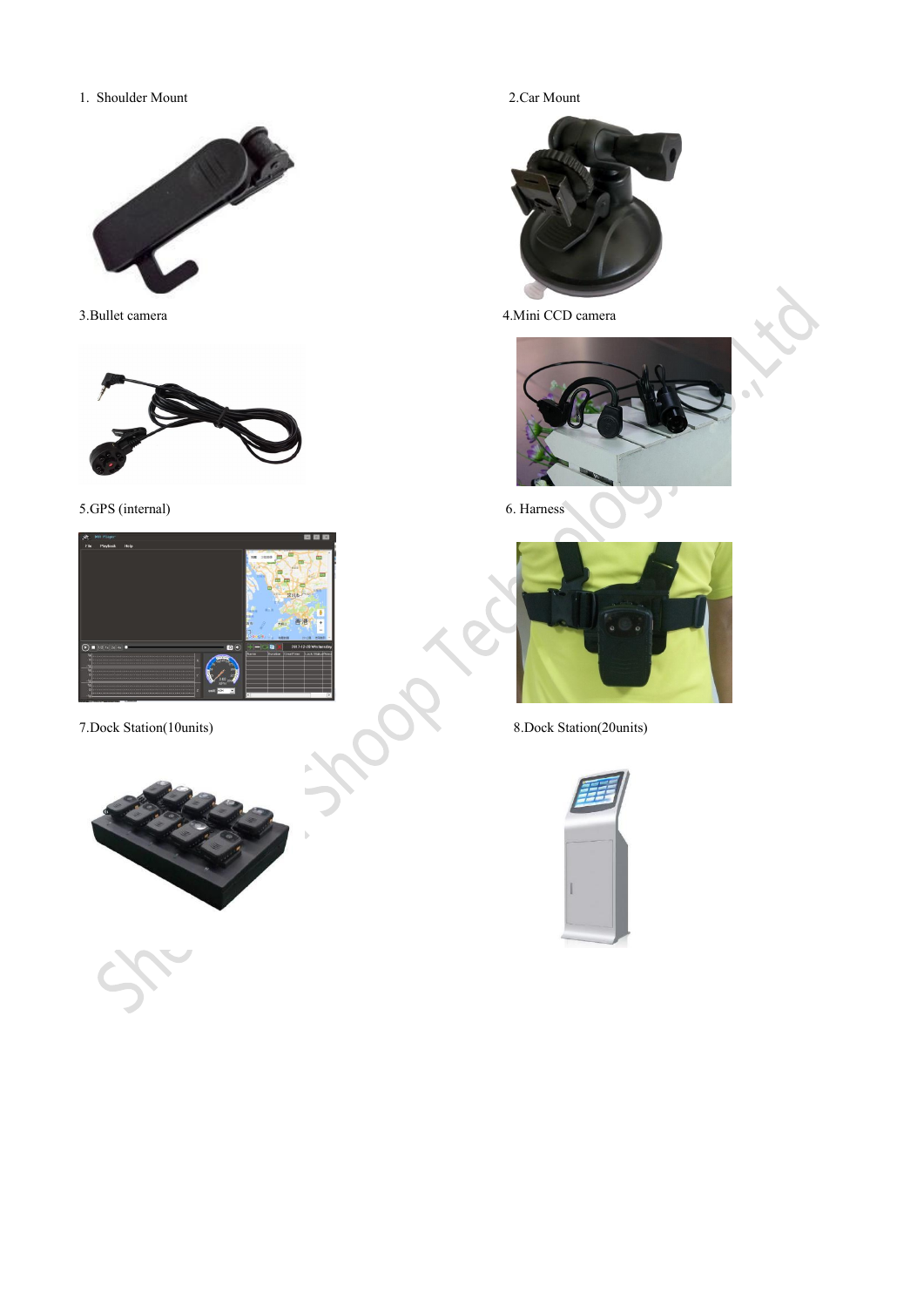1. Shoulder Mount

2. Car Mount

3. Bullet camera

4. Mini CCD camera

5. GPS (internal)

6. Harness

7. Dock Station(10units)

8. Dock Station(20units)